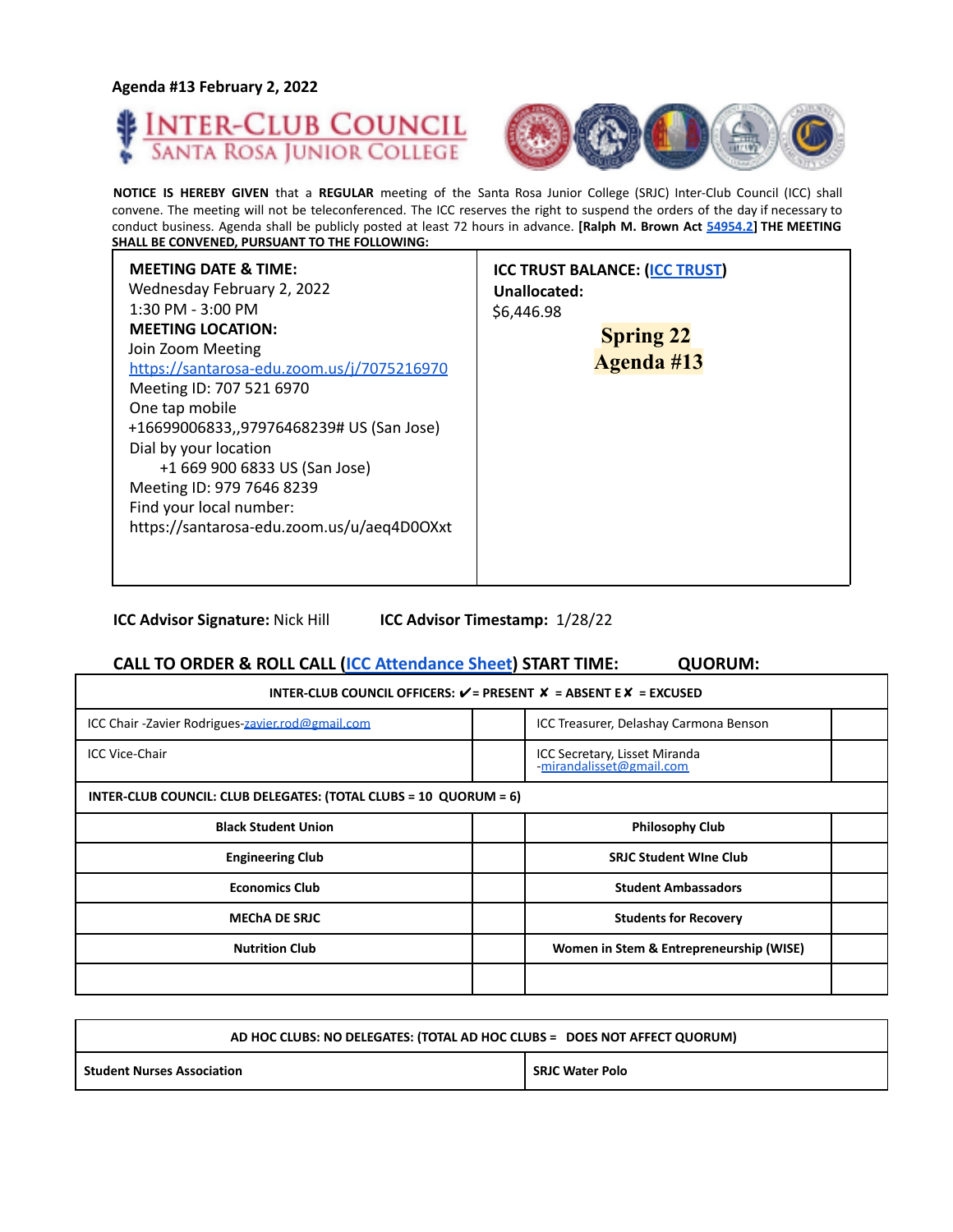**Agenda #13 February 2, 2022**

**INTER-CLUB COUNCIL**
**SANTA ROSA JUNIOR COLLEGE**

**NOTICE IS HEREBY GIVEN** that a **REGULAR** meeting of the Santa Rosa Junior College (SRJC) Inter-Club Council (ICC) shall convene. The meeting will not be teleconferenced. The ICC reserves the right to suspend the orders of the day if necessary to conduct business. Agenda shall be publicly posted at least 72 hours in advance. **[Ralph M. Brown Act 54954.2] THE MEETING SHALL BE CONVENED, PURSUANT TO THE FOLLOWING:**

| **MEETING DATE & TIME:**<br>Wednesday February 2, 2022<br>1:30 PM - 3:00 PM<br>**MEETING LOCATION:**<br>Join Zoom Meeting<br>https://santarosa-edu.zoom.us/j/7075216970<br>Meeting ID: 707 521 6970<br>One tap mobile<br>+16699006833,,97976468239# US (San Jose)<br>Dial by your location<br>+1 669 900 6833 US (San Jose)<br>Meeting ID: 979 7646 8239<br>Find your local number:<br>https://santarosa-edu.zoom.us/u/aeq4D0OXxt | **ICC TRUST BALANCE: (ICC TRUST)**<br>**Unallocated:**<br>$6,446.98<br>**Spring 22**<br>**Agenda #13** |
|---|---|

**ICC Advisor Signature:** Nick Hill **ICC Advisor Timestamp:** 1/28/22

**CALL TO ORDER & ROLL CALL (ICC Attendance Sheet) START TIME: QUORUM:**

| **INTER-CLUB COUNCIL OFFICERS: ✔ = PRESENT ✘ = ABSENT E✘ = EXCUSED** | | | |
|---|---|---|---|
| ICC Chair -Zavier Rodrigues-zavier.rod@gmail.com | | ICC Treasurer, Delashay Carmona Benson | |
| ICC Vice-Chair | | ICC Secretary, Lisset Miranda -mirandalisset@gmail.com | |
| **INTER-CLUB COUNCIL: CLUB DELEGATES: (TOTAL CLUBS = 10 QUORUM = 6)** | | | |
| **Black Student Union** | | **Philosophy Club** | |
| **Engineering Club** | | **SRJC Student WIne Club** | |
| **Economics Club** | | **Student Ambassadors** | |
| **MEChA DE SRJC** | | **Students for Recovery** | |
| **Nutrition Club** | | **Women in Stem & Entrepreneurship (WISE)** | |
| | | | |

| **AD HOC CLUBS: NO DELEGATES: (TOTAL AD HOC CLUBS = DOES NOT AFFECT QUORUM)** | |
|---|---|
| **Student Nurses Association** | **SRJC Water Polo** |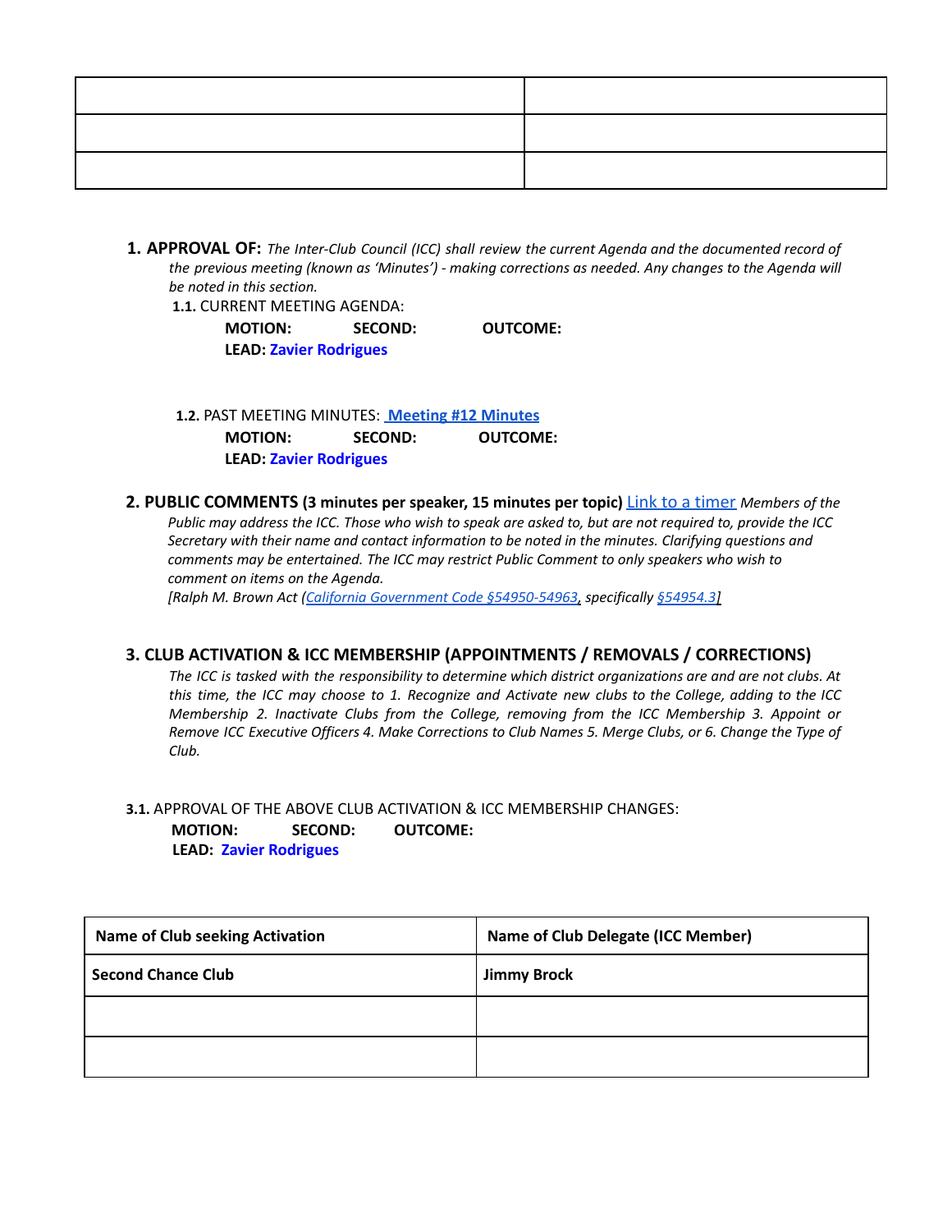| | |
|---|---|
| | |
| | |

1. **APPROVAL OF:** *The Inter-Club Council (ICC) shall review the current Agenda and the documented record of the previous meeting (known as 'Minutes') - making corrections as needed. Any changes to the Agenda will be noted in this section.*

   **1.1.** CURRENT MEETING AGENDA:

   **MOTION:** **SECOND:** **OUTCOME:**

   **LEAD: Zavier Rodrigues**

   **1.2.** PAST MEETING MINUTES: **Meeting #12 Minutes**

   **MOTION:** **SECOND:** **OUTCOME:**

   **LEAD: Zavier Rodrigues**

2. **PUBLIC COMMENTS (3 minutes per speaker, 15 minutes per topic)** Link to a timer *Members of the Public may address the ICC. Those who wish to speak are asked to, but are not required to, provide the ICC Secretary with their name and contact information to be noted in the minutes. Clarifying questions and comments may be entertained. The ICC may restrict Public Comment to only speakers who wish to comment on items on the Agenda.*
   *[Ralph M. Brown Act (California Government Code §54950-54963, specifically §54954.3]*

3. **CLUB ACTIVATION & ICC MEMBERSHIP (APPOINTMENTS / REMOVALS / CORRECTIONS)**
   *The ICC is tasked with the responsibility to determine which district organizations are and are not clubs. At this time, the ICC may choose to 1. Recognize and Activate new clubs to the College, adding to the ICC Membership 2. Inactivate Clubs from the College, removing from the ICC Membership 3. Appoint or Remove ICC Executive Officers 4. Make Corrections to Club Names 5. Merge Clubs, or 6. Change the Type of Club.*

**3.1.** APPROVAL OF THE ABOVE CLUB ACTIVATION & ICC MEMBERSHIP CHANGES:

**MOTION:** **SECOND:** **OUTCOME:**

**LEAD: Zavier Rodrigues**

| Name of Club seeking Activation | Name of Club Delegate (ICC Member) |
|---|---|
| **Second Chance Club** | **Jimmy Brock** |
| | |
| | |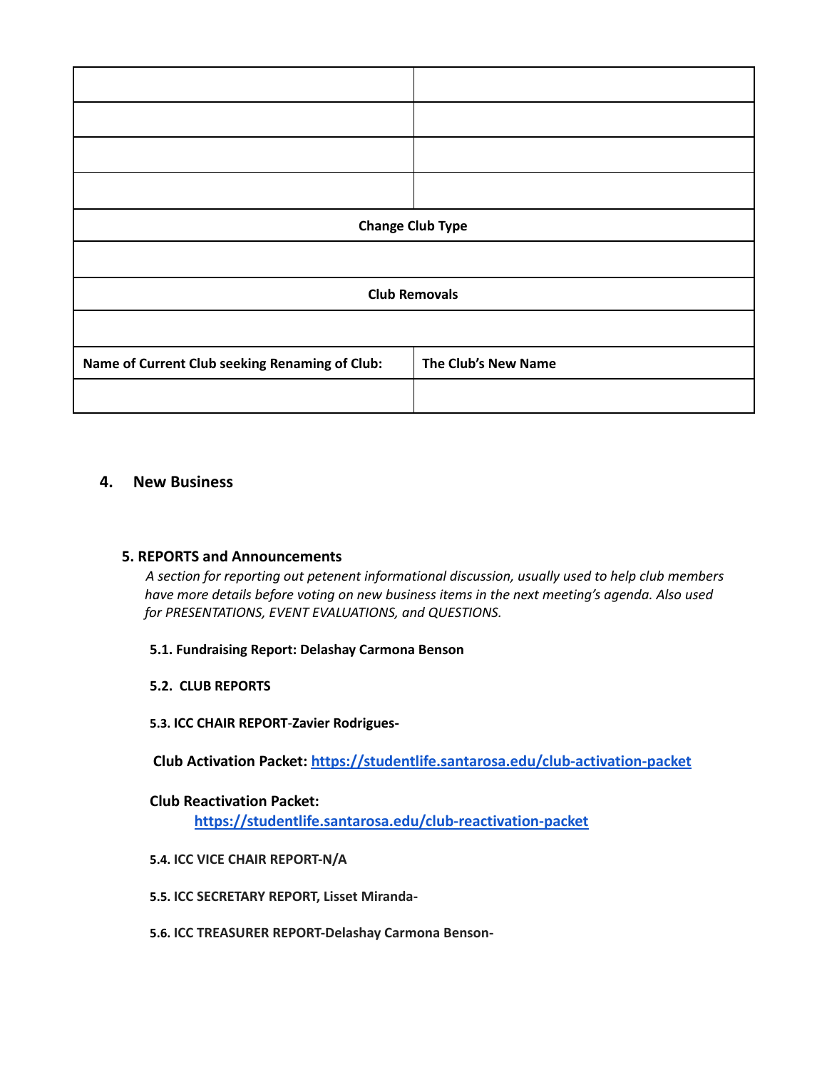| | |
|---|---|
| | |
| | |
| | |
| | |
| **Change Club Type** | |
| | |
| **Club Removals** | |
| | |
| **Name of Current Club seeking Renaming of Club:** | **The Club's New Name** |
| | |

## 4. New Business

### 5. REPORTS and Announcements

*A section for reporting out petenent informational discussion, usually used to help club members have more details before voting on new business items in the next meeting's agenda. Also used for PRESENTATIONS, EVENT EVALUATIONS, and QUESTIONS.*

**5.1. Fundraising Report: Delashay Carmona Benson**

**5.2. CLUB REPORTS**

**5.3. ICC CHAIR REPORT-Zavier Rodrigues-**

**Club Activation Packet:** [https://studentlife.santarosa.edu/club-activation-packet](https://studentlife.santarosa.edu/club-activation-packet)

**Club Reactivation Packet:**
[https://studentlife.santarosa.edu/club-reactivation-packet](https://studentlife.santarosa.edu/club-reactivation-packet)

**5.4. ICC VICE CHAIR REPORT-N/A**

**5.5. ICC SECRETARY REPORT, Lisset Miranda-**

**5.6. ICC TREASURER REPORT-Delashay Carmona Benson-**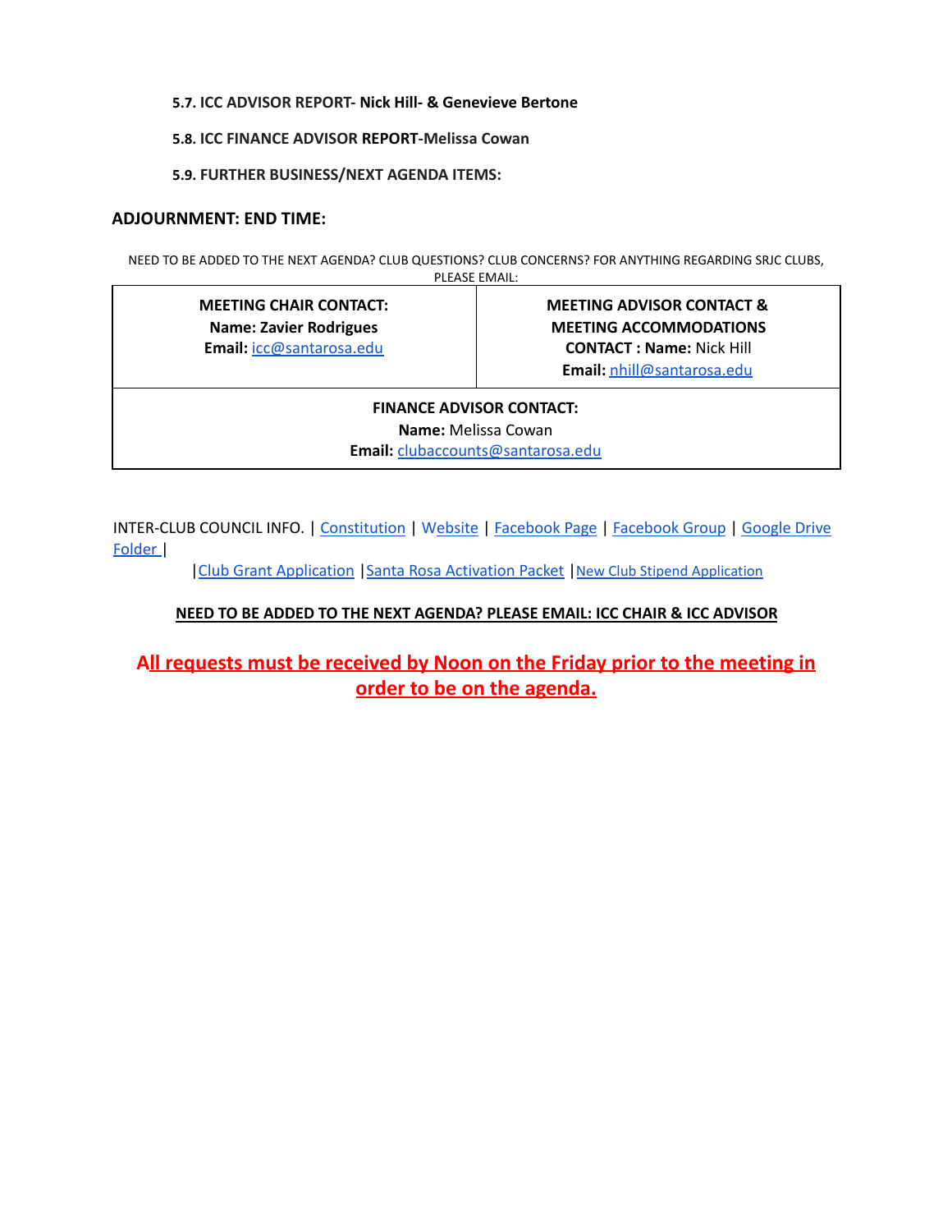**5.7. ICC ADVISOR REPORT- Nick Hill- & Genevieve Bertone**

**5.8. ICC FINANCE ADVISOR REPORT-Melissa Cowan**

**5.9. FURTHER BUSINESS/NEXT AGENDA ITEMS:**

### ADJOURNMENT: END TIME:

NEED TO BE ADDED TO THE NEXT AGENDA? CLUB QUESTIONS? CLUB CONCERNS? FOR ANYTHING REGARDING SRJC CLUBS, PLEASE EMAIL:

| | |
|---|---|
| **MEETING CHAIR CONTACT:**<br>**Name: Zavier Rodrigues**<br>**Email:** icc@santarosa.edu | **MEETING ADVISOR CONTACT & MEETING ACCOMMODATIONS CONTACT : Name:** Nick Hill<br>**Email:** nhill@santarosa.edu |
| **FINANCE ADVISOR CONTACT:**<br>**Name:** Melissa Cowan<br>**Email:** clubaccounts@santarosa.edu | |

INTER-CLUB COUNCIL INFO. | Constitution | Website | Facebook Page | Facebook Group | Google Drive Folder |

|Club Grant Application |Santa Rosa Activation Packet |New Club Stipend Application

**NEED TO BE ADDED TO THE NEXT AGENDA? PLEASE EMAIL: ICC CHAIR & ICC ADVISOR**

**All requests must be received by Noon on the Friday prior to the meeting in order to be on the agenda.**